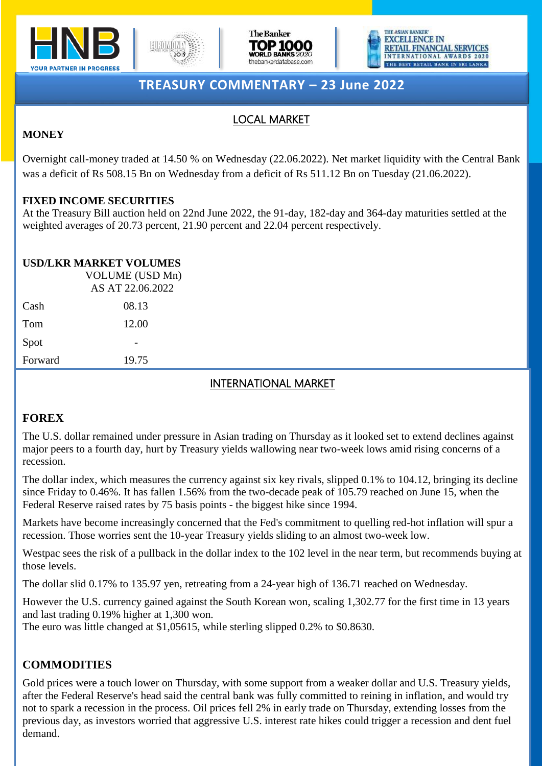HNB YOUR PARTNER IN PROGRESS

# TREASURY COMMENTARY – 23 June 2022

## LOCAL MARKET

**MONEY**

Overnight call-money traded at 14.50 % on Wednesday (22.06.2022). Net market liquidity with the Central Bank was a deficit of Rs 508.15 Bn on Wednesday from a deficit of Rs 511.12 Bn on Tuesday (21.06.2022).

**FIXED INCOME SECURITIES**

At the Treasury Bill auction held on 22nd June 2022, the 91-day, 182-day and 364-day maturities settled at the weighted averages of 20.73 percent, 21.90 percent and 22.04 percent respectively.

**USD/LKR MARKET VOLUMES**

| | VOLUME (USD Mn) AS AT 22.06.2022 |
|---|---|
| Cash | 08.13 |
| Tom | 12.00 |
| Spot | - |
| Forward | 19.75 |

## INTERNATIONAL MARKET

**FOREX**

The U.S. dollar remained under pressure in Asian trading on Thursday as it looked set to extend declines against major peers to a fourth day, hurt by Treasury yields wallowing near two-week lows amid rising concerns of a recession.

The dollar index, which measures the currency against six key rivals, slipped 0.1% to 104.12, bringing its decline since Friday to 0.46%. It has fallen 1.56% from the two-decade peak of 105.79 reached on June 15, when the Federal Reserve raised rates by 75 basis points - the biggest hike since 1994.

Markets have become increasingly concerned that the Fed's commitment to quelling red-hot inflation will spur a recession. Those worries sent the 10-year Treasury yields sliding to an almost two-week low.

Westpac sees the risk of a pullback in the dollar index to the 102 level in the near term, but recommends buying at those levels.

The dollar slid 0.17% to 135.97 yen, retreating from a 24-year high of 136.71 reached on Wednesday.

However the U.S. currency gained against the South Korean won, scaling 1,302.77 for the first time in 13 years and last trading 0.19% higher at 1,300 won.
The euro was little changed at $1,05615, while sterling slipped 0.2% to $0.8630.

**COMMODITIES**

Gold prices were a touch lower on Thursday, with some support from a weaker dollar and U.S. Treasury yields, after the Federal Reserve's head said the central bank was fully committed to reining in inflation, and would try not to spark a recession in the process. Oil prices fell 2% in early trade on Thursday, extending losses from the previous day, as investors worried that aggressive U.S. interest rate hikes could trigger a recession and dent fuel demand.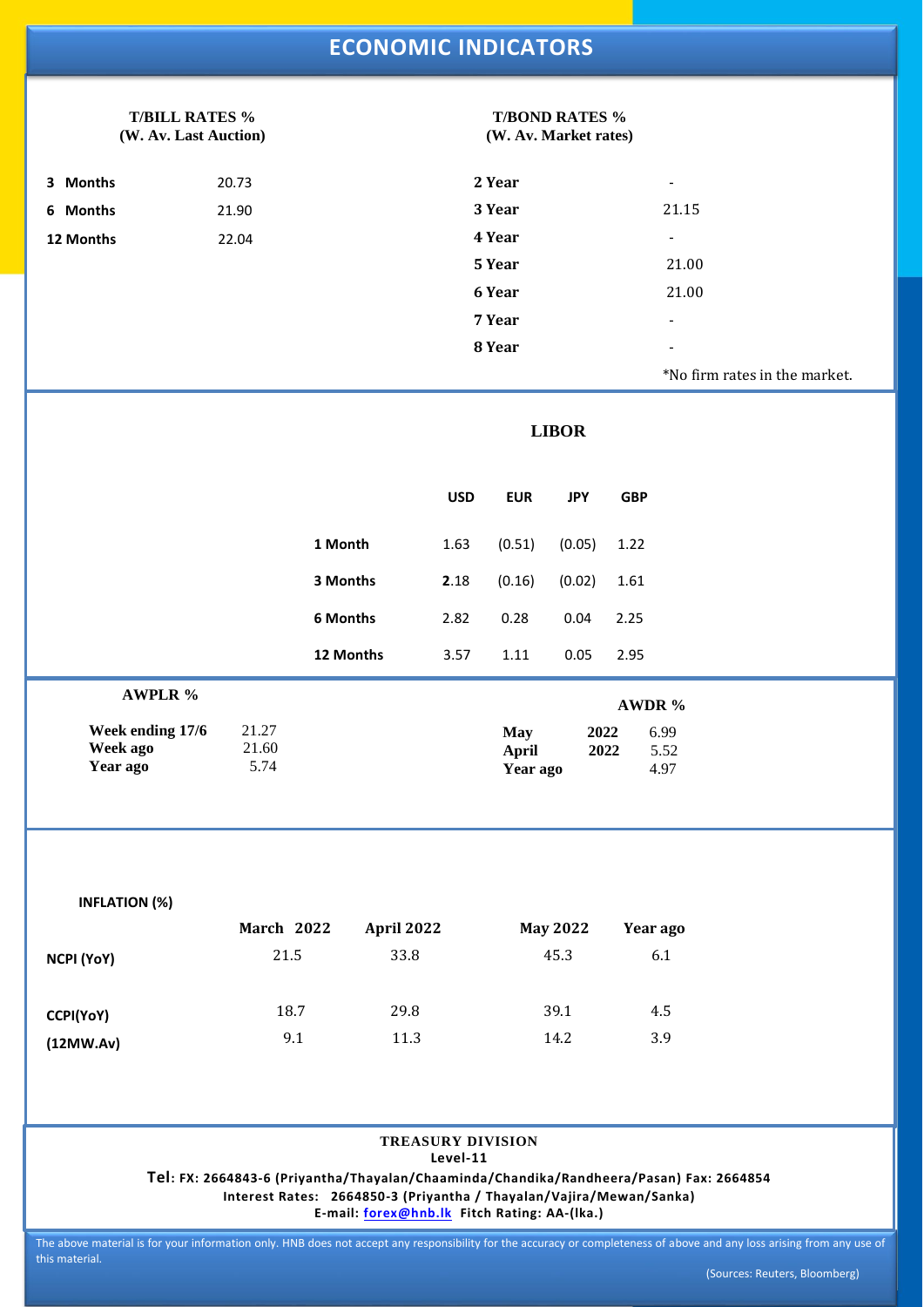# ECONOMIC INDICATORS

**T/BILL RATES %**
**(W. Av. Last Auction)**

| | |
|---|---|
| **3 Months** | 20.73 |
| **6 Months** | 21.90 |
| **12 Months** | 22.04 |

**T/BOND RATES %**
**(W. Av. Market rates)**

| | |
|---|---|
| **2 Year** | - |
| **3 Year** | 21.15 |
| **4 Year** | - |
| **5 Year** | 21.00 |
| **6 Year** | 21.00 |
| **7 Year** | - |
| **8 Year** | - |

*No firm rates in the market.

**LIBOR**

| | USD | EUR | JPY | GBP |
|---|---|---|---|---|
| **1 Month** | 1.63 | (0.51) | (0.05) | 1.22 |
| **3 Months** | 2.18 | (0.16) | (0.02) | 1.61 |
| **6 Months** | 2.82 | 0.28 | 0.04 | 2.25 |
| **12 Months** | 3.57 | 1.11 | 0.05 | 2.95 |

**AWPLR %**

| | |
|---|---|
| **Week ending 17/6** | 21.27 |
| **Week ago** | 21.60 |
| **Year ago** | 5.74 |

**AWDR %**

| | | |
|---|---|---|
| **May** | **2022** | 6.99 |
| **April** | **2022** | 5.52 |
| **Year ago** | | 4.97 |

**INFLATION (%)**

| | March 2022 | April 2022 | May 2022 | Year ago |
|---|---|---|---|---|
| **NCPI (YoY)** | 21.5 | 33.8 | 45.3 | 6.1 |
| **CCPI(YoY)** | 18.7 | 29.8 | 39.1 | 4.5 |
| **(12MW.Av)** | 9.1 | 11.3 | 14.2 | 3.9 |

**TREASURY DIVISION**
**Level-11**
**Tel: FX: 2664843-6 (Priyantha/Thayalan/Chaaminda/Chandika/Randheera/Pasan) Fax: 2664854**
**Interest Rates: 2664850-3 (Priyantha / Thayalan/Vajira/Mewan/Sanka)**
**E-mail: forex@hnb.lk Fitch Rating: AA-(lka.)**

The above material is for your information only. HNB does not accept any responsibility for the accuracy or completeness of above and any loss arising from any use of this material.

(Sources: Reuters, Bloomberg)